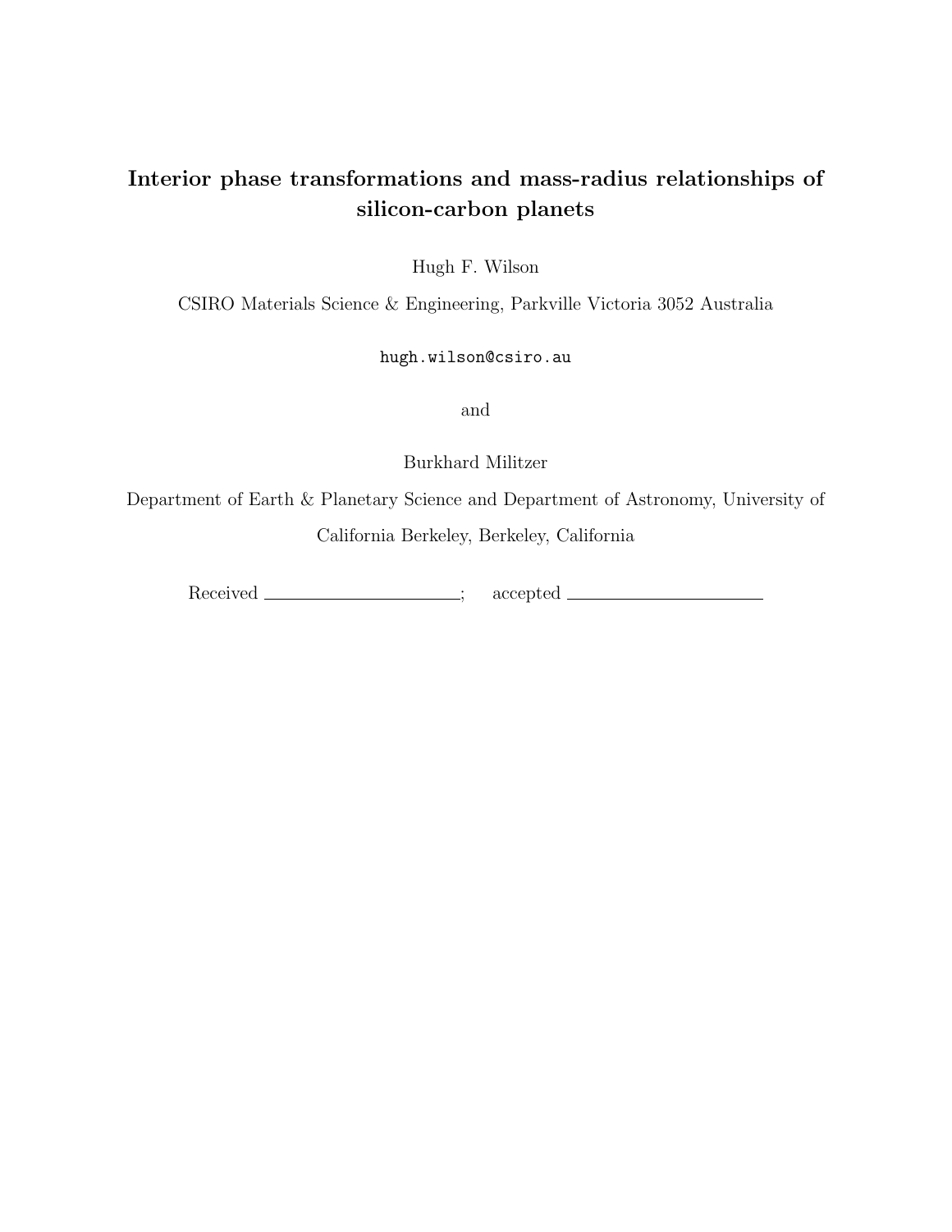# Interior phase transformations and mass-radius relationships of silicon-carbon planets

Hugh F. Wilson

CSIRO Materials Science & Engineering, Parkville Victoria 3052 Australia

hugh.wilson@csiro.au

and

Burkhard Militzer

Department of Earth & Planetary Science and Department of Astronomy, University of California Berkeley, Berkeley, California

Received \_\_\_\_\_\_\_\_\_\_\_\_\_\_\_\_\_\_\_\_\_\_; accepted \_\_\_\_\_\_\_\_\_\_\_\_\_\_\_\_\_\_\_\_\_\_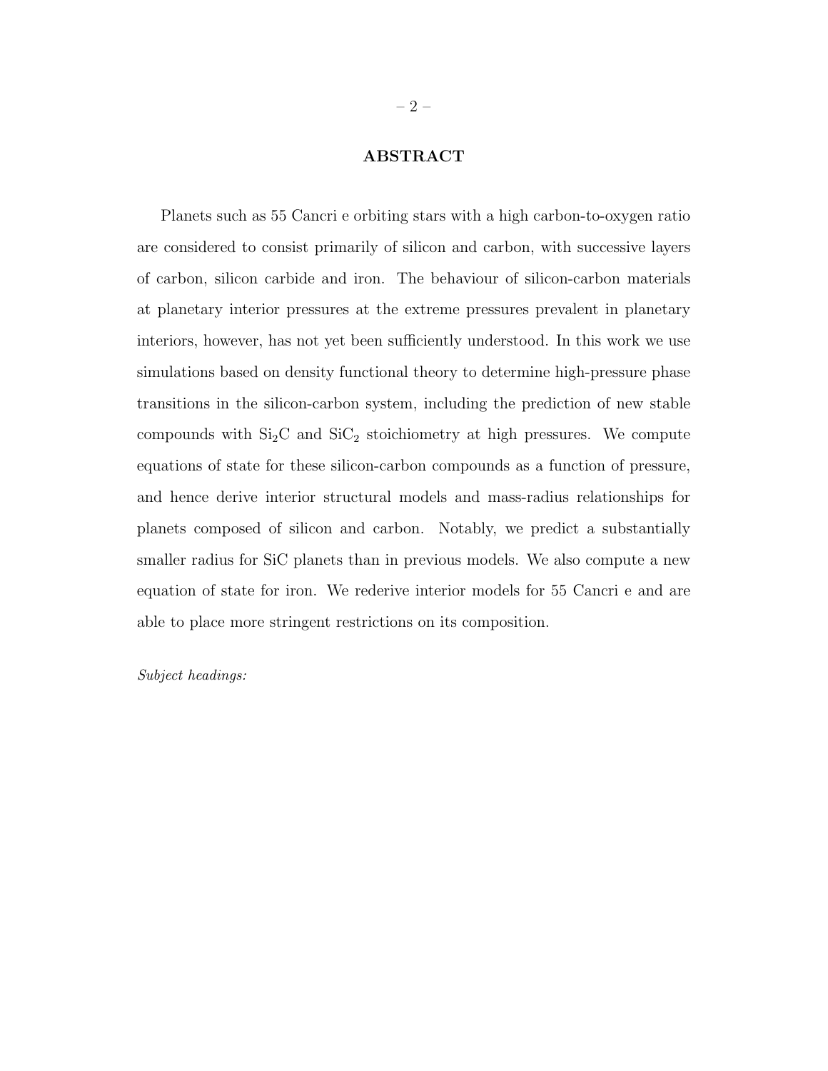# ABSTRACT

Planets such as 55 Cancri e orbiting stars with a high carbon-to-oxygen ratio are considered to consist primarily of silicon and carbon, with successive layers of carbon, silicon carbide and iron. The behaviour of silicon-carbon materials at planetary interior pressures at the extreme pressures prevalent in planetary interiors, however, has not yet been sufficiently understood. In this work we use simulations based on density functional theory to determine high-pressure phase transitions in the silicon-carbon system, including the prediction of new stable compounds with $Si_2C$ and $SiC_2$ stoichiometry at high pressures. We compute equations of state for these silicon-carbon compounds as a function of pressure, and hence derive interior structural models and mass-radius relationships for planets composed of silicon and carbon. Notably, we predict a substantially smaller radius for SiC planets than in previous models. We also compute a new equation of state for iron. We rederive interior models for 55 Cancri e and are able to place more stringent restrictions on its composition.

*Subject headings:*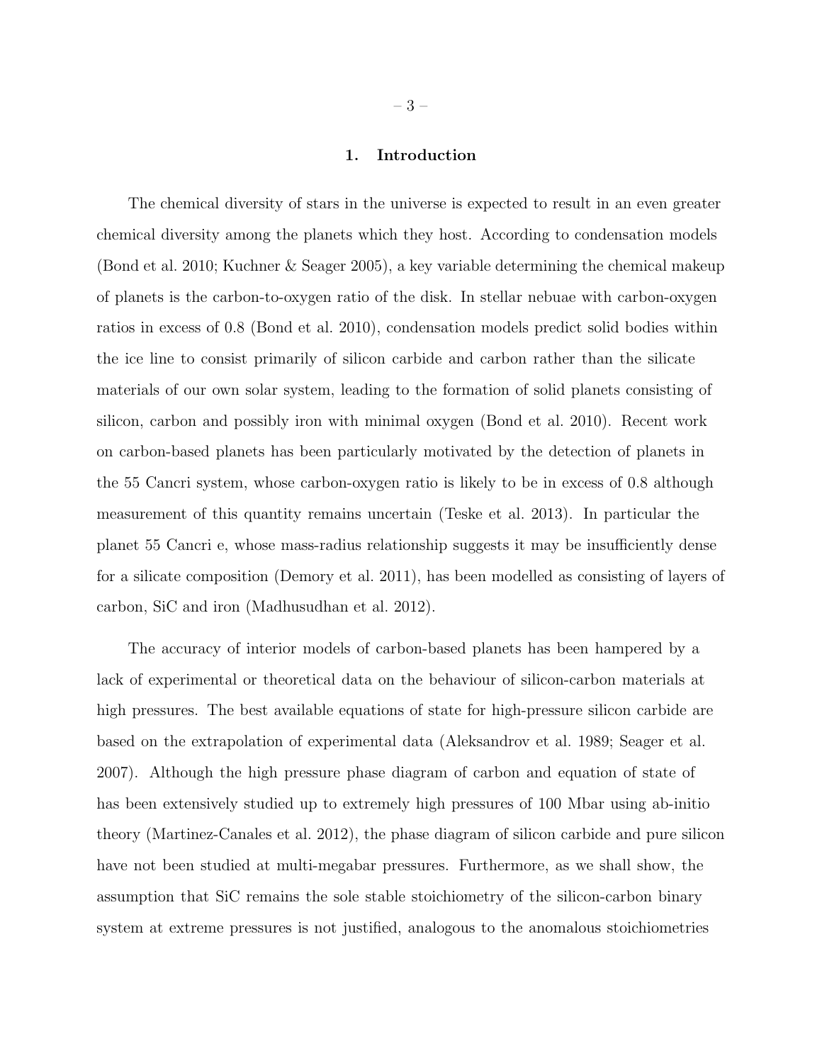# 1. Introduction

The chemical diversity of stars in the universe is expected to result in an even greater chemical diversity among the planets which they host. According to condensation models (Bond et al. 2010; Kuchner & Seager 2005), a key variable determining the chemical makeup of planets is the carbon-to-oxygen ratio of the disk. In stellar nebuae with carbon-oxygen ratios in excess of 0.8 (Bond et al. 2010), condensation models predict solid bodies within the ice line to consist primarily of silicon carbide and carbon rather than the silicate materials of our own solar system, leading to the formation of solid planets consisting of silicon, carbon and possibly iron with minimal oxygen (Bond et al. 2010). Recent work on carbon-based planets has been particularly motivated by the detection of planets in the 55 Cancri system, whose carbon-oxygen ratio is likely to be in excess of 0.8 although measurement of this quantity remains uncertain (Teske et al. 2013). In particular the planet 55 Cancri e, whose mass-radius relationship suggests it may be insufficiently dense for a silicate composition (Demory et al. 2011), has been modelled as consisting of layers of carbon, SiC and iron (Madhusudhan et al. 2012).

The accuracy of interior models of carbon-based planets has been hampered by a lack of experimental or theoretical data on the behaviour of silicon-carbon materials at high pressures. The best available equations of state for high-pressure silicon carbide are based on the extrapolation of experimental data (Aleksandrov et al. 1989; Seager et al. 2007). Although the high pressure phase diagram of carbon and equation of state of has been extensively studied up to extremely high pressures of 100 Mbar using ab-initio theory (Martinez-Canales et al. 2012), the phase diagram of silicon carbide and pure silicon have not been studied at multi-megabar pressures. Furthermore, as we shall show, the assumption that SiC remains the sole stable stoichiometry of the silicon-carbon binary system at extreme pressures is not justified, analogous to the anomalous stoichiometries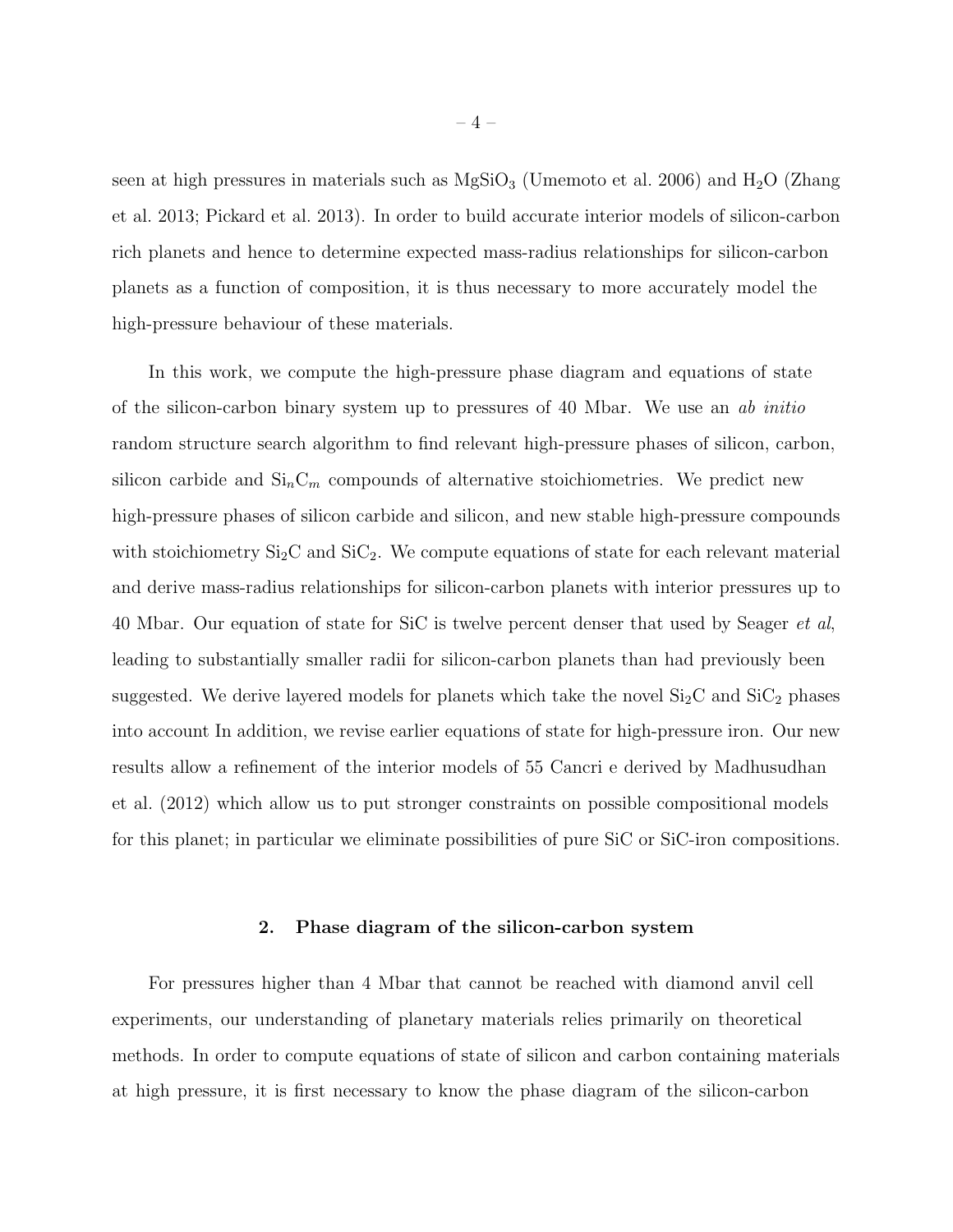seen at high pressures in materials such as $MgSiO_3$ (Umemoto et al. 2006) and $H_2O$ (Zhang et al. 2013; Pickard et al. 2013). In order to build accurate interior models of silicon-carbon rich planets and hence to determine expected mass-radius relationships for silicon-carbon planets as a function of composition, it is thus necessary to more accurately model the high-pressure behaviour of these materials.

In this work, we compute the high-pressure phase diagram and equations of state of the silicon-carbon binary system up to pressures of 40 Mbar. We use an *ab initio* random structure search algorithm to find relevant high-pressure phases of silicon, carbon, silicon carbide and $Si_nC_m$ compounds of alternative stoichiometries. We predict new high-pressure phases of silicon carbide and silicon, and new stable high-pressure compounds with stoichiometry $Si_2C$ and $SiC_2$. We compute equations of state for each relevant material and derive mass-radius relationships for silicon-carbon planets with interior pressures up to 40 Mbar. Our equation of state for SiC is twelve percent denser that used by Seager *et al*, leading to substantially smaller radii for silicon-carbon planets than had previously been suggested. We derive layered models for planets which take the novel $Si_2C$ and $SiC_2$ phases into account In addition, we revise earlier equations of state for high-pressure iron. Our new results allow a refinement of the interior models of 55 Cancri e derived by Madhusudhan et al. (2012) which allow us to put stronger constraints on possible compositional models for this planet; in particular we eliminate possibilities of pure SiC or SiC-iron compositions.

## 2. Phase diagram of the silicon-carbon system

For pressures higher than 4 Mbar that cannot be reached with diamond anvil cell experiments, our understanding of planetary materials relies primarily on theoretical methods. In order to compute equations of state of silicon and carbon containing materials at high pressure, it is first necessary to know the phase diagram of the silicon-carbon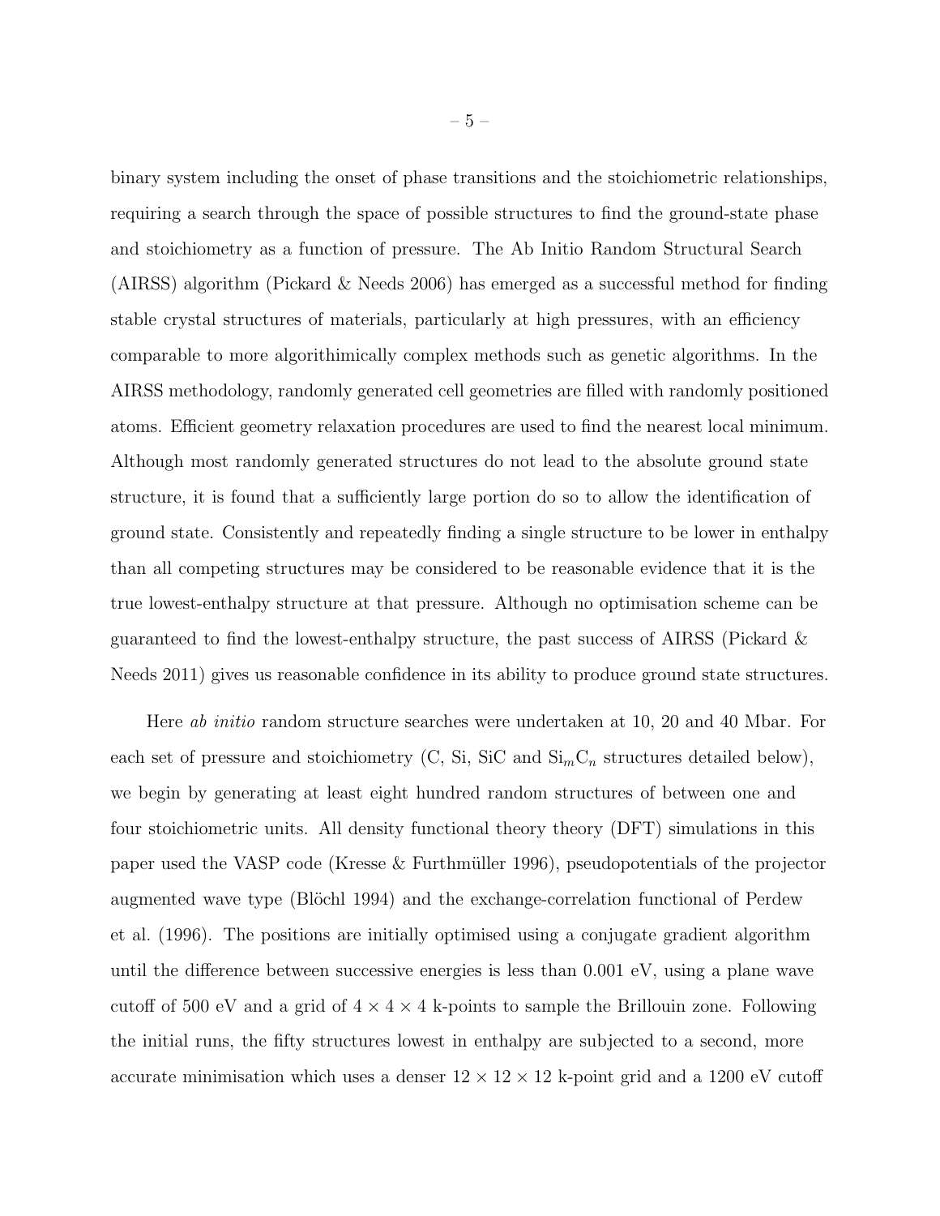binary system including the onset of phase transitions and the stoichiometric relationships, requiring a search through the space of possible structures to find the ground-state phase and stoichiometry as a function of pressure. The Ab Initio Random Structural Search (AIRSS) algorithm (Pickard & Needs 2006) has emerged as a successful method for finding stable crystal structures of materials, particularly at high pressures, with an efficiency comparable to more algorithimically complex methods such as genetic algorithms. In the AIRSS methodology, randomly generated cell geometries are filled with randomly positioned atoms. Efficient geometry relaxation procedures are used to find the nearest local minimum. Although most randomly generated structures do not lead to the absolute ground state structure, it is found that a sufficiently large portion do so to allow the identification of ground state. Consistently and repeatedly finding a single structure to be lower in enthalpy than all competing structures may be considered to be reasonable evidence that it is the true lowest-enthalpy structure at that pressure. Although no optimisation scheme can be guaranteed to find the lowest-enthalpy structure, the past success of AIRSS (Pickard & Needs 2011) gives us reasonable confidence in its ability to produce ground state structures.

Here *ab initio* random structure searches were undertaken at 10, 20 and 40 Mbar. For each set of pressure and stoichiometry (C, Si, SiC and $Si_mC_n$ structures detailed below), we begin by generating at least eight hundred random structures of between one and four stoichiometric units. All density functional theory theory (DFT) simulations in this paper used the VASP code (Kresse & Furthmüller 1996), pseudopotentials of the projector augmented wave type (Blöchl 1994) and the exchange-correlation functional of Perdew et al. (1996). The positions are initially optimised using a conjugate gradient algorithm until the difference between successive energies is less than 0.001 eV, using a plane wave cutoff of 500 eV and a grid of $4 \times 4 \times 4$ k-points to sample the Brillouin zone. Following the initial runs, the fifty structures lowest in enthalpy are subjected to a second, more accurate minimisation which uses a denser $12 \times 12 \times 12$ k-point grid and a 1200 eV cutoff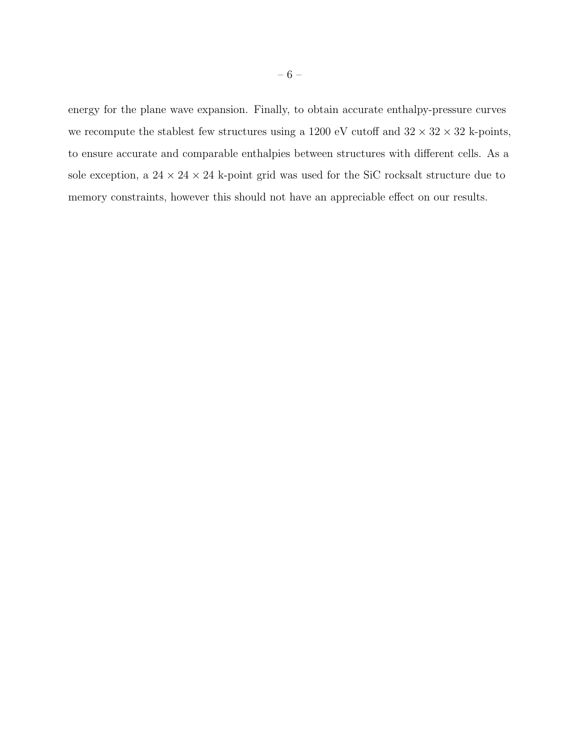energy for the plane wave expansion. Finally, to obtain accurate enthalpy-pressure curves we recompute the stablest few structures using a 1200 eV cutoff and $32 \times 32 \times 32$ k-points, to ensure accurate and comparable enthalpies between structures with different cells. As a sole exception, a $24 \times 24 \times 24$ k-point grid was used for the SiC rocksalt structure due to memory constraints, however this should not have an appreciable effect on our results.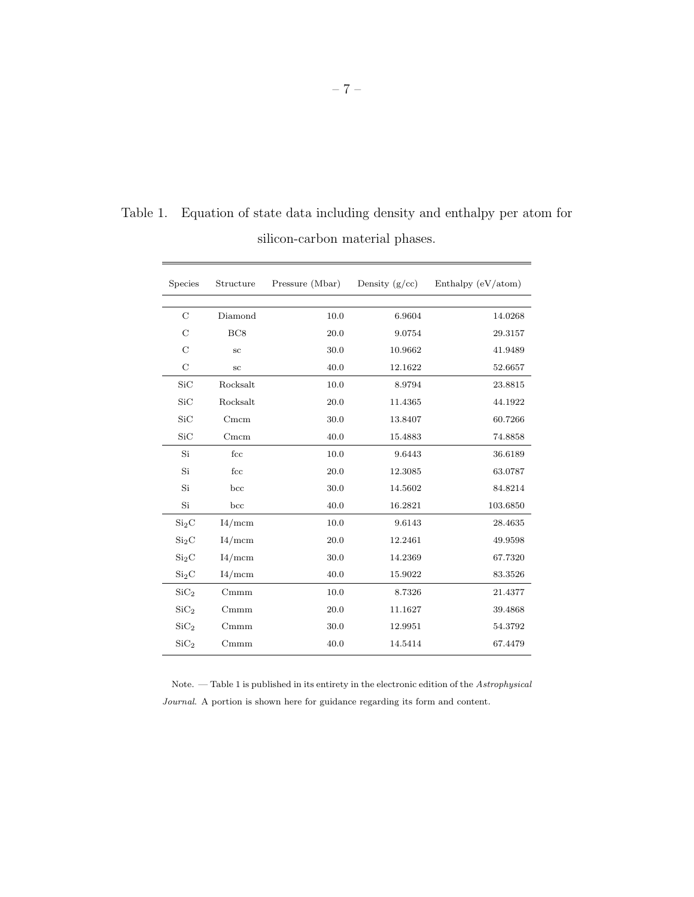Table 1. Equation of state data including density and enthalpy per atom for silicon-carbon material phases.

| Species | Structure | Pressure (Mbar) | Density (g/cc) | Enthalpy (eV/atom) |
|---|---|---|---|---|
| C | Diamond | 10.0 | 6.9604 | 14.0268 |
| C | BC8 | 20.0 | 9.0754 | 29.3157 |
| C | sc | 30.0 | 10.9662 | 41.9489 |
| C | sc | 40.0 | 12.1622 | 52.6657 |
| SiC | Rocksalt | 10.0 | 8.9794 | 23.8815 |
| SiC | Rocksalt | 20.0 | 11.4365 | 44.1922 |
| SiC | Cmcm | 30.0 | 13.8407 | 60.7266 |
| SiC | Cmcm | 40.0 | 15.4883 | 74.8858 |
| Si | fcc | 10.0 | 9.6443 | 36.6189 |
| Si | fcc | 20.0 | 12.3085 | 63.0787 |
| Si | bcc | 30.0 | 14.5602 | 84.8214 |
| Si | bcc | 40.0 | 16.2821 | 103.6850 |
| $Si_2C$ | I4/mcm | 10.0 | 9.6143 | 28.4635 |
| $Si_2C$ | I4/mcm | 20.0 | 12.2461 | 49.9598 |
| $Si_2C$ | I4/mcm | 30.0 | 14.2369 | 67.7320 |
| $Si_2C$ | I4/mcm | 40.0 | 15.9022 | 83.3526 |
| $SiC_2$ | Cmmm | 10.0 | 8.7326 | 21.4377 |
| $SiC_2$ | Cmmm | 20.0 | 11.1627 | 39.4868 |
| $SiC_2$ | Cmmm | 30.0 | 12.9951 | 54.3792 |
| $SiC_2$ | Cmmm | 40.0 | 14.5414 | 67.4479 |

Note. — Table 1 is published in its entirety in the electronic edition of the *Astrophysical Journal*. A portion is shown here for guidance regarding its form and content.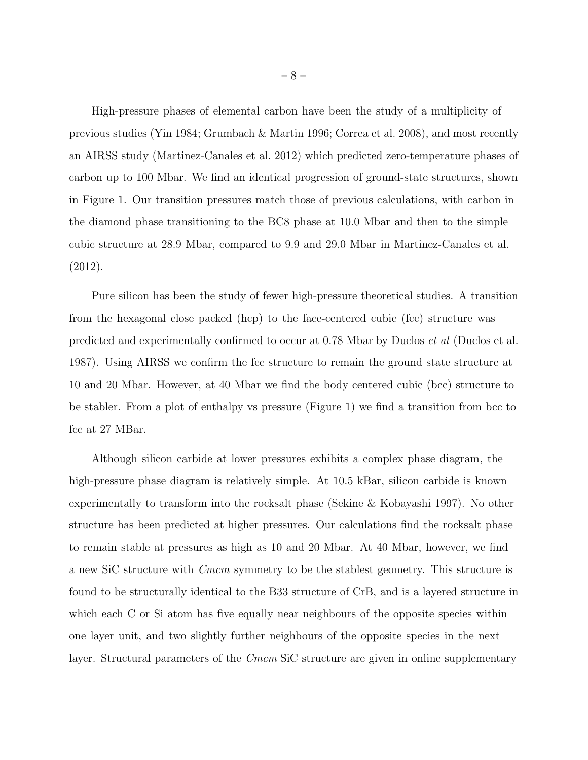High-pressure phases of elemental carbon have been the study of a multiplicity of previous studies (Yin 1984; Grumbach & Martin 1996; Correa et al. 2008), and most recently an AIRSS study (Martinez-Canales et al. 2012) which predicted zero-temperature phases of carbon up to 100 Mbar. We find an identical progression of ground-state structures, shown in Figure 1. Our transition pressures match those of previous calculations, with carbon in the diamond phase transitioning to the BC8 phase at 10.0 Mbar and then to the simple cubic structure at 28.9 Mbar, compared to 9.9 and 29.0 Mbar in Martinez-Canales et al. (2012).

Pure silicon has been the study of fewer high-pressure theoretical studies. A transition from the hexagonal close packed (hcp) to the face-centered cubic (fcc) structure was predicted and experimentally confirmed to occur at 0.78 Mbar by Duclos *et al* (Duclos et al. 1987). Using AIRSS we confirm the fcc structure to remain the ground state structure at 10 and 20 Mbar. However, at 40 Mbar we find the body centered cubic (bcc) structure to be stabler. From a plot of enthalpy vs pressure (Figure 1) we find a transition from bcc to fcc at 27 MBar.

Although silicon carbide at lower pressures exhibits a complex phase diagram, the high-pressure phase diagram is relatively simple. At 10.5 kBar, silicon carbide is known experimentally to transform into the rocksalt phase (Sekine & Kobayashi 1997). No other structure has been predicted at higher pressures. Our calculations find the rocksalt phase to remain stable at pressures as high as 10 and 20 Mbar. At 40 Mbar, however, we find a new SiC structure with *Cmcm* symmetry to be the stablest geometry. This structure is found to be structurally identical to the B33 structure of CrB, and is a layered structure in which each C or Si atom has five equally near neighbours of the opposite species within one layer unit, and two slightly further neighbours of the opposite species in the next layer. Structural parameters of the *Cmcm* SiC structure are given in online supplementary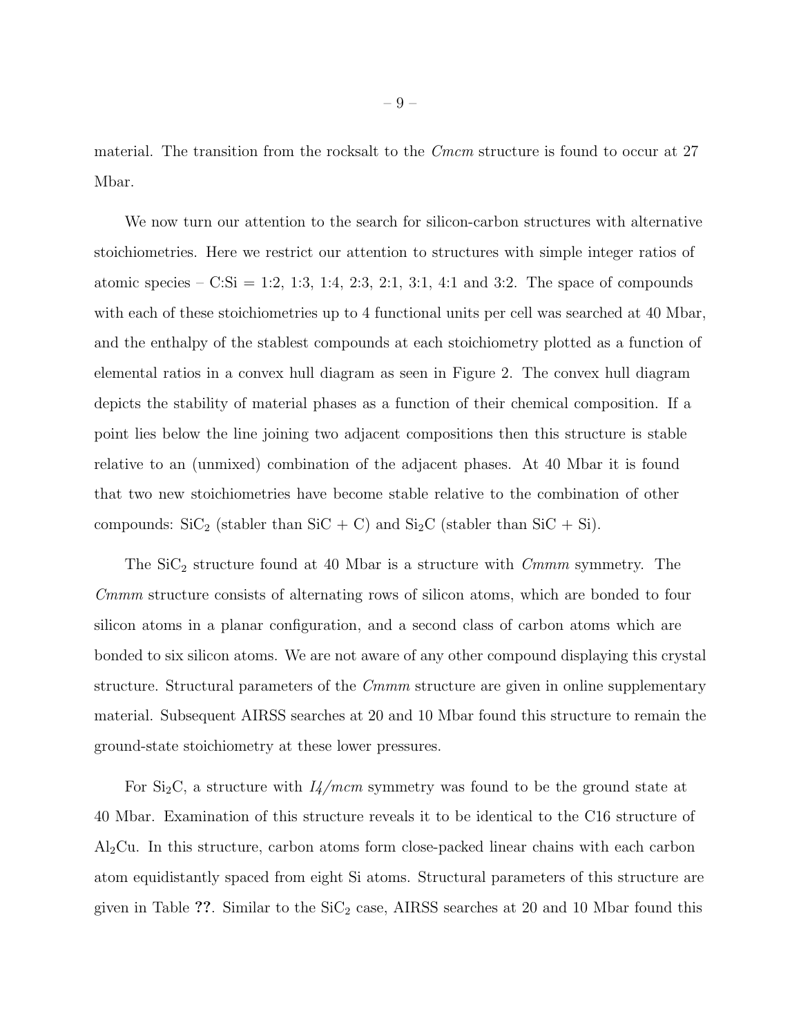material. The transition from the rocksalt to the *Cmcm* structure is found to occur at 27 Mbar.

We now turn our attention to the search for silicon-carbon structures with alternative stoichiometries. Here we restrict our attention to structures with simple integer ratios of atomic species – C:Si = 1:2, 1:3, 1:4, 2:3, 2:1, 3:1, 4:1 and 3:2. The space of compounds with each of these stoichiometries up to 4 functional units per cell was searched at 40 Mbar, and the enthalpy of the stablest compounds at each stoichiometry plotted as a function of elemental ratios in a convex hull diagram as seen in Figure 2. The convex hull diagram depicts the stability of material phases as a function of their chemical composition. If a point lies below the line joining two adjacent compositions then this structure is stable relative to an (unmixed) combination of the adjacent phases. At 40 Mbar it is found that two new stoichiometries have become stable relative to the combination of other compounds: $SiC_2$ (stabler than SiC + C) and $Si_2C$ (stabler than SiC + Si).

The $SiC_2$ structure found at 40 Mbar is a structure with *Cmmm* symmetry. The *Cmmm* structure consists of alternating rows of silicon atoms, which are bonded to four silicon atoms in a planar configuration, and a second class of carbon atoms which are bonded to six silicon atoms. We are not aware of any other compound displaying this crystal structure. Structural parameters of the *Cmmm* structure are given in online supplementary material. Subsequent AIRSS searches at 20 and 10 Mbar found this structure to remain the ground-state stoichiometry at these lower pressures.

For $Si_2C$, a structure with *I4/mcm* symmetry was found to be the ground state at 40 Mbar. Examination of this structure reveals it to be identical to the C16 structure of $Al_2Cu$. In this structure, carbon atoms form close-packed linear chains with each carbon atom equidistantly spaced from eight Si atoms. Structural parameters of this structure are given in Table **??**. Similar to the $SiC_2$ case, AIRSS searches at 20 and 10 Mbar found this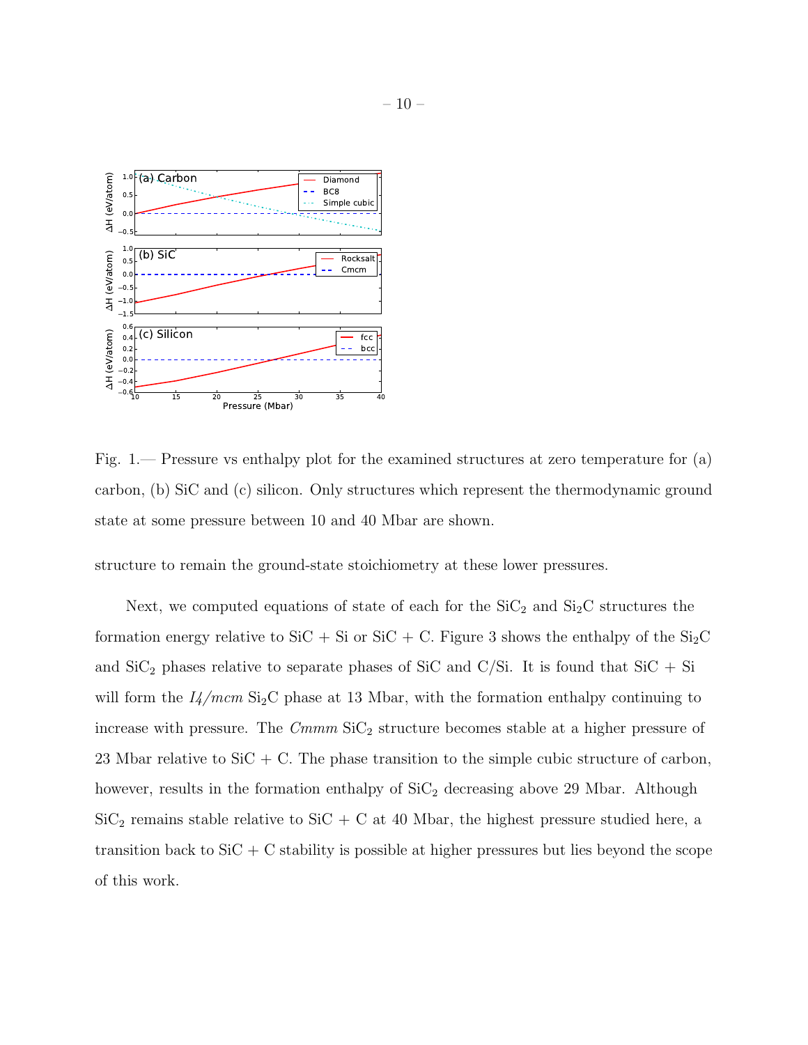Fig. 1.— Pressure vs enthalpy plot for the examined structures at zero temperature for (a) carbon, (b) SiC and (c) silicon. Only structures which represent the thermodynamic ground state at some pressure between 10 and 40 Mbar are shown.

structure to remain the ground-state stoichiometry at these lower pressures.

Next, we computed equations of state of each for the $SiC_2$ and $Si_2C$ structures the formation energy relative to SiC + Si or SiC + C. Figure 3 shows the enthalpy of the $Si_2C$ and $SiC_2$ phases relative to separate phases of SiC and C/Si. It is found that SiC + Si will form the *I4/mcm* $Si_2C$ phase at 13 Mbar, with the formation enthalpy continuing to increase with pressure. The *Cmmm* $SiC_2$ structure becomes stable at a higher pressure of 23 Mbar relative to SiC + C. The phase transition to the simple cubic structure of carbon, however, results in the formation enthalpy of $SiC_2$ decreasing above 29 Mbar. Although $SiC_2$ remains stable relative to SiC + C at 40 Mbar, the highest pressure studied here, a transition back to SiC + C stability is possible at higher pressures but lies beyond the scope of this work.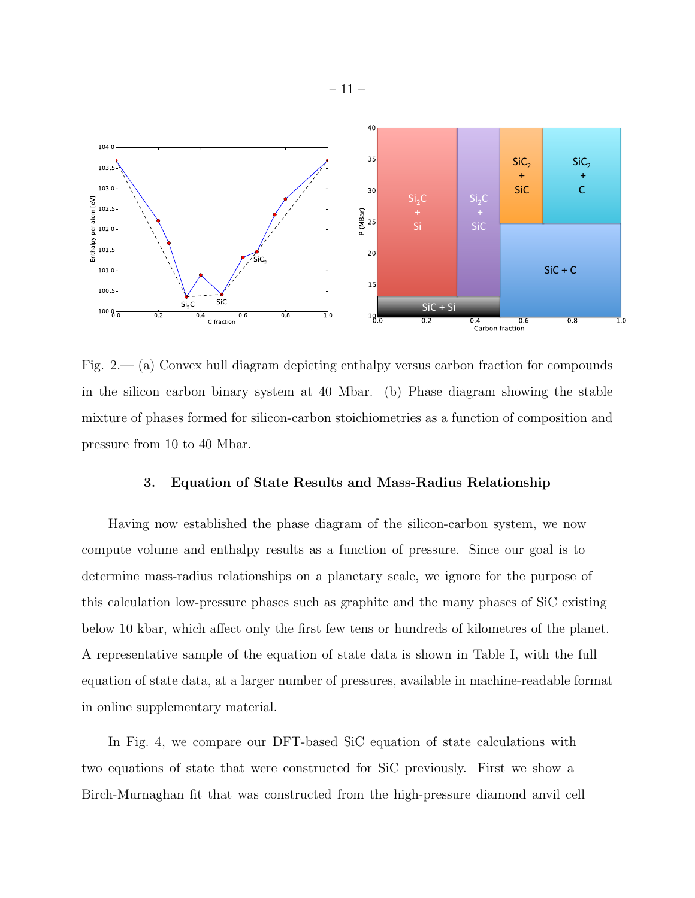Fig. 2.— (a) Convex hull diagram depicting enthalpy versus carbon fraction for compounds in the silicon carbon binary system at 40 Mbar. (b) Phase diagram showing the stable mixture of phases formed for silicon-carbon stoichiometries as a function of composition and pressure from 10 to 40 Mbar.

## 3. Equation of State Results and Mass-Radius Relationship

Having now established the phase diagram of the silicon-carbon system, we now compute volume and enthalpy results as a function of pressure. Since our goal is to determine mass-radius relationships on a planetary scale, we ignore for the purpose of this calculation low-pressure phases such as graphite and the many phases of SiC existing below 10 kbar, which affect only the first few tens or hundreds of kilometres of the planet. A representative sample of the equation of state data is shown in Table I, with the full equation of state data, at a larger number of pressures, available in machine-readable format in online supplementary material.

In Fig. 4, we compare our DFT-based SiC equation of state calculations with two equations of state that were constructed for SiC previously. First we show a Birch-Murnaghan fit that was constructed from the high-pressure diamond anvil cell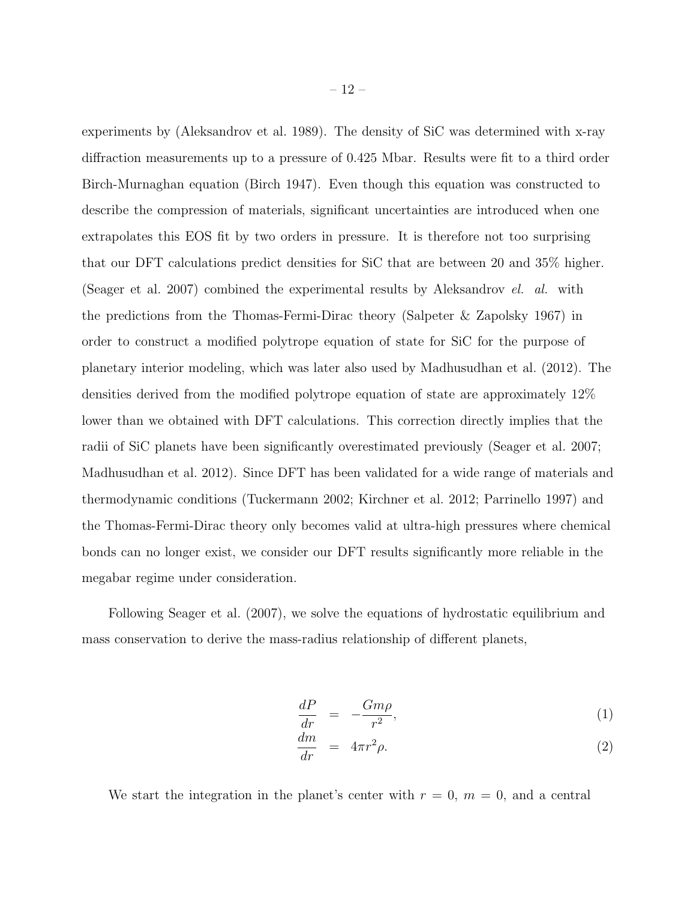experiments by (Aleksandrov et al. 1989). The density of SiC was determined with x-ray diffraction measurements up to a pressure of 0.425 Mbar. Results were fit to a third order Birch-Murnaghan equation (Birch 1947). Even though this equation was constructed to describe the compression of materials, significant uncertainties are introduced when one extrapolates this EOS fit by two orders in pressure. It is therefore not too surprising that our DFT calculations predict densities for SiC that are between 20 and 35% higher. (Seager et al. 2007) combined the experimental results by Aleksandrov *el. al.* with the predictions from the Thomas-Fermi-Dirac theory (Salpeter & Zapolsky 1967) in order to construct a modified polytrope equation of state for SiC for the purpose of planetary interior modeling, which was later also used by Madhusudhan et al. (2012). The densities derived from the modified polytrope equation of state are approximately 12% lower than we obtained with DFT calculations. This correction directly implies that the radii of SiC planets have been significantly overestimated previously (Seager et al. 2007; Madhusudhan et al. 2012). Since DFT has been validated for a wide range of materials and thermodynamic conditions (Tuckermann 2002; Kirchner et al. 2012; Parrinello 1997) and the Thomas-Fermi-Dirac theory only becomes valid at ultra-high pressures where chemical bonds can no longer exist, we consider our DFT results significantly more reliable in the megabar regime under consideration.

Following Seager et al. (2007), we solve the equations of hydrostatic equilibrium and mass conservation to derive the mass-radius relationship of different planets,

$$\frac{dP}{dr} = -\frac{Gm\rho}{r^2}, \tag{1}$$

$$\frac{dm}{dr} = 4\pi r^2 \rho. \tag{2}$$

We start the integration in the planet's center with $r = 0$, $m = 0$, and a central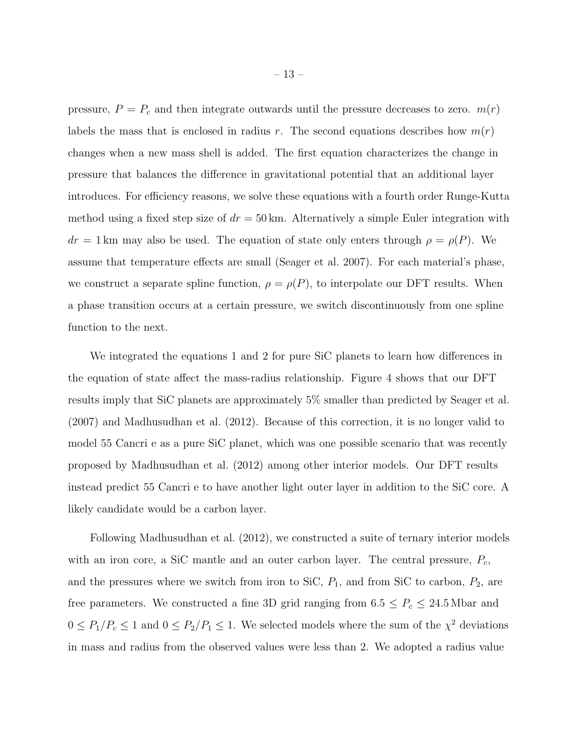pressure, $P = P_c$ and then integrate outwards until the pressure decreases to zero. $m(r)$ labels the mass that is enclosed in radius $r$. The second equations describes how $m(r)$ changes when a new mass shell is added. The first equation characterizes the change in pressure that balances the difference in gravitational potential that an additional layer introduces. For efficiency reasons, we solve these equations with a fourth order Runge-Kutta method using a fixed step size of $dr = 50\,\text{km}$. Alternatively a simple Euler integration with $dr = 1\,\text{km}$ may also be used. The equation of state only enters through $\rho = \rho(P)$. We assume that temperature effects are small (Seager et al. 2007). For each material's phase, we construct a separate spline function, $\rho = \rho(P)$, to interpolate our DFT results. When a phase transition occurs at a certain pressure, we switch discontinuously from one spline function to the next.

We integrated the equations 1 and 2 for pure SiC planets to learn how differences in the equation of state affect the mass-radius relationship. Figure 4 shows that our DFT results imply that SiC planets are approximately 5% smaller than predicted by Seager et al. (2007) and Madhusudhan et al. (2012). Because of this correction, it is no longer valid to model 55 Cancri e as a pure SiC planet, which was one possible scenario that was recently proposed by Madhusudhan et al. (2012) among other interior models. Our DFT results instead predict 55 Cancri e to have another light outer layer in addition to the SiC core. A likely candidate would be a carbon layer.

Following Madhusudhan et al. (2012), we constructed a suite of ternary interior models with an iron core, a SiC mantle and an outer carbon layer. The central pressure, $P_c$, and the pressures where we switch from iron to SiC, $P_1$, and from SiC to carbon, $P_2$, are free parameters. We constructed a fine 3D grid ranging from $6.5 \leq P_c \leq 24.5\,\text{Mbar}$ and $0 \leq P_1/P_c \leq 1$ and $0 \leq P_2/P_1 \leq 1$. We selected models where the sum of the $\chi^2$ deviations in mass and radius from the observed values were less than 2. We adopted a radius value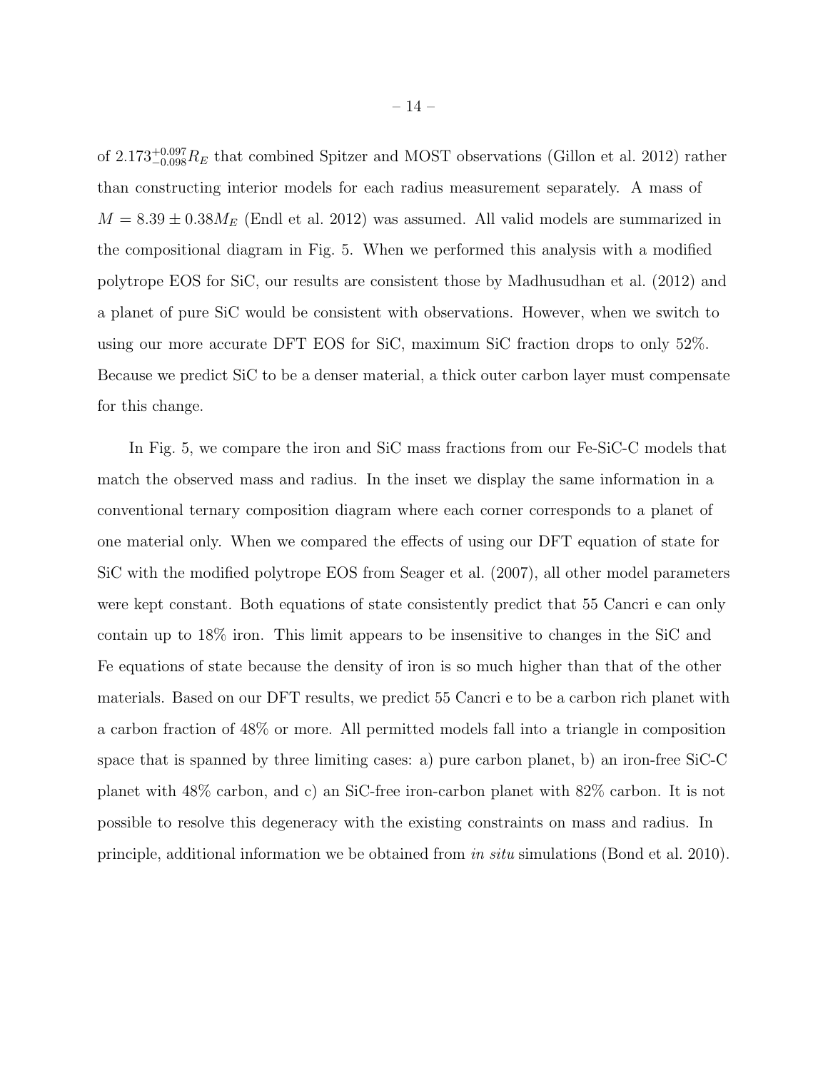of $2.173^{+0.097}_{-0.098} R_E$ that combined Spitzer and MOST observations (Gillon et al. 2012) rather than constructing interior models for each radius measurement separately. A mass of $M = 8.39 \pm 0.38 M_E$ (Endl et al. 2012) was assumed. All valid models are summarized in the compositional diagram in Fig. 5. When we performed this analysis with a modified polytrope EOS for SiC, our results are consistent those by Madhusudhan et al. (2012) and a planet of pure SiC would be consistent with observations. However, when we switch to using our more accurate DFT EOS for SiC, maximum SiC fraction drops to only 52%. Because we predict SiC to be a denser material, a thick outer carbon layer must compensate for this change.

In Fig. 5, we compare the iron and SiC mass fractions from our Fe-SiC-C models that match the observed mass and radius. In the inset we display the same information in a conventional ternary composition diagram where each corner corresponds to a planet of one material only. When we compared the effects of using our DFT equation of state for SiC with the modified polytrope EOS from Seager et al. (2007), all other model parameters were kept constant. Both equations of state consistently predict that 55 Cancri e can only contain up to 18% iron. This limit appears to be insensitive to changes in the SiC and Fe equations of state because the density of iron is so much higher than that of the other materials. Based on our DFT results, we predict 55 Cancri e to be a carbon rich planet with a carbon fraction of 48% or more. All permitted models fall into a triangle in composition space that is spanned by three limiting cases: a) pure carbon planet, b) an iron-free SiC-C planet with 48% carbon, and c) an SiC-free iron-carbon planet with 82% carbon. It is not possible to resolve this degeneracy with the existing constraints on mass and radius. In principle, additional information we be obtained from *in situ* simulations (Bond et al. 2010).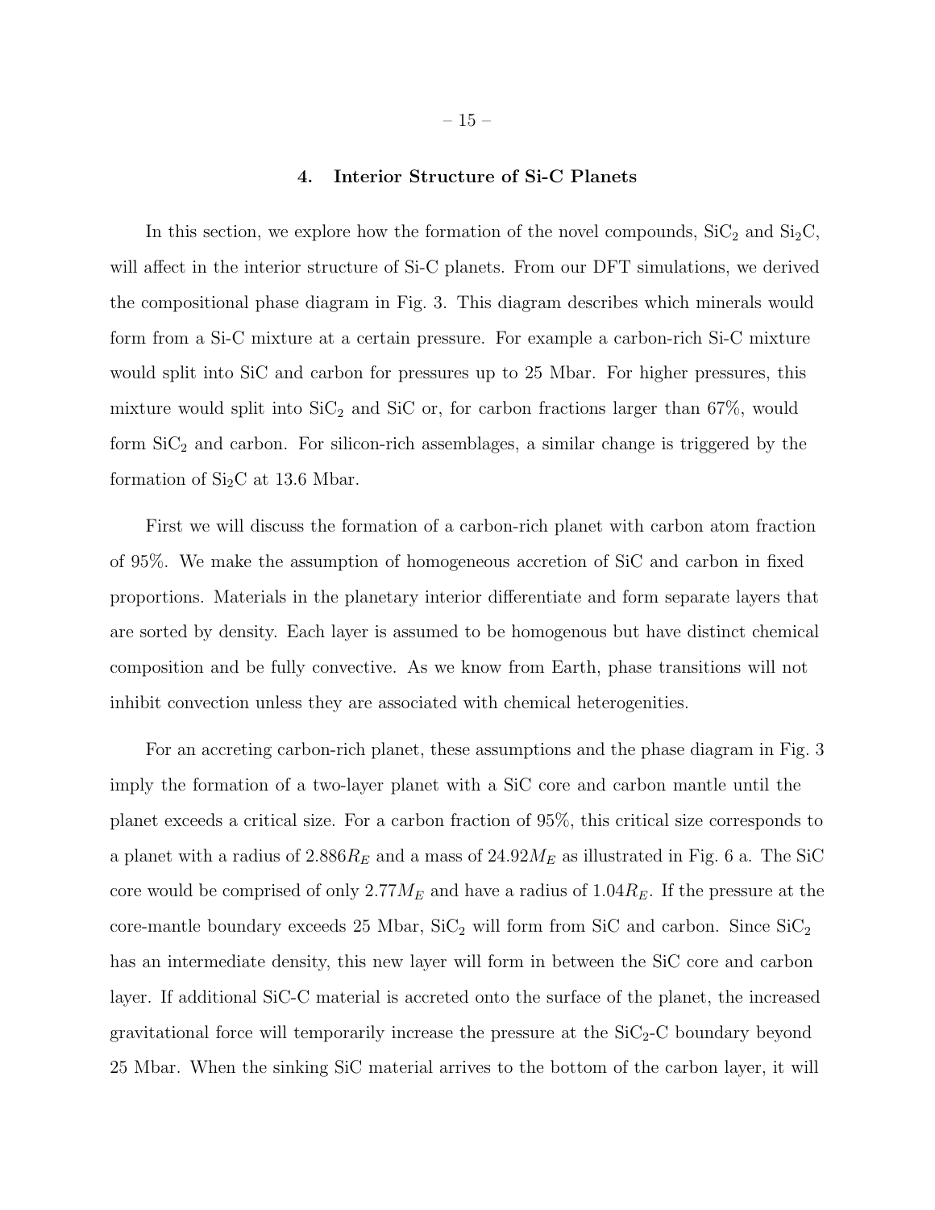## 4. Interior Structure of Si-C Planets

In this section, we explore how the formation of the novel compounds, $SiC_2$ and $Si_2C$, will affect in the interior structure of Si-C planets. From our DFT simulations, we derived the compositional phase diagram in Fig. 3. This diagram describes which minerals would form from a Si-C mixture at a certain pressure. For example a carbon-rich Si-C mixture would split into SiC and carbon for pressures up to 25 Mbar. For higher pressures, this mixture would split into $SiC_2$ and SiC or, for carbon fractions larger than 67%, would form $SiC_2$ and carbon. For silicon-rich assemblages, a similar change is triggered by the formation of $Si_2C$ at 13.6 Mbar.

First we will discuss the formation of a carbon-rich planet with carbon atom fraction of 95%. We make the assumption of homogeneous accretion of SiC and carbon in fixed proportions. Materials in the planetary interior differentiate and form separate layers that are sorted by density. Each layer is assumed to be homogenous but have distinct chemical composition and be fully convective. As we know from Earth, phase transitions will not inhibit convection unless they are associated with chemical heterogenities.

For an accreting carbon-rich planet, these assumptions and the phase diagram in Fig. 3 imply the formation of a two-layer planet with a SiC core and carbon mantle until the planet exceeds a critical size. For a carbon fraction of 95%, this critical size corresponds to a planet with a radius of $2.886 R_E$ and a mass of $24.92 M_E$ as illustrated in Fig. 6 a. The SiC core would be comprised of only $2.77 M_E$ and have a radius of $1.04 R_E$. If the pressure at the core-mantle boundary exceeds 25 Mbar, $SiC_2$ will form from SiC and carbon. Since $SiC_2$ has an intermediate density, this new layer will form in between the SiC core and carbon layer. If additional SiC-C material is accreted onto the surface of the planet, the increased gravitational force will temporarily increase the pressure at the $SiC_2$-C boundary beyond 25 Mbar. When the sinking SiC material arrives to the bottom of the carbon layer, it will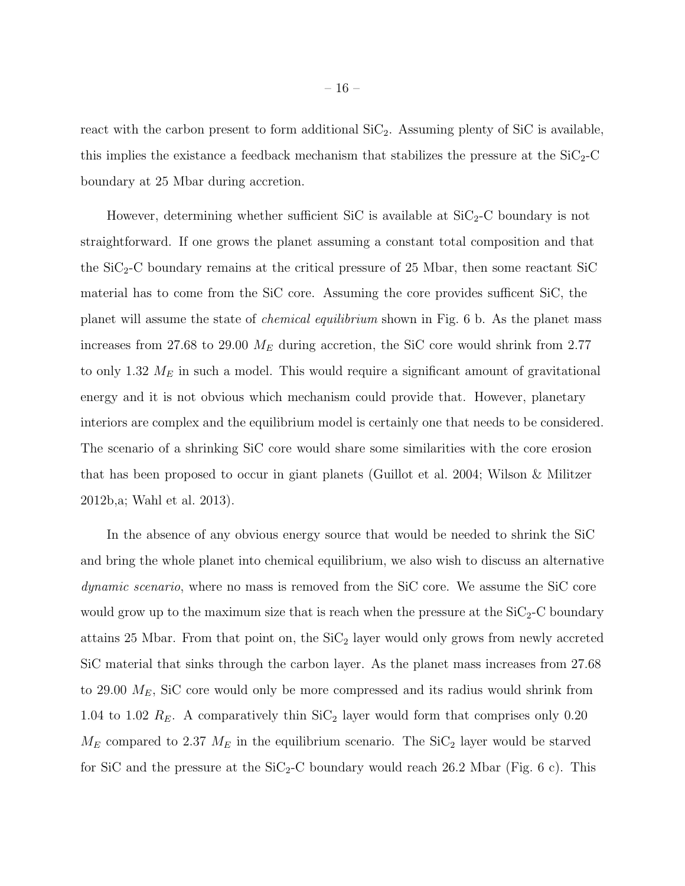react with the carbon present to form additional $SiC_2$. Assuming plenty of SiC is available, this implies the existance a feedback mechanism that stabilizes the pressure at the $SiC_2$-C boundary at 25 Mbar during accretion.

However, determining whether sufficient SiC is available at $SiC_2$-C boundary is not straightforward. If one grows the planet assuming a constant total composition and that the $SiC_2$-C boundary remains at the critical pressure of 25 Mbar, then some reactant SiC material has to come from the SiC core. Assuming the core provides sufficent SiC, the planet will assume the state of *chemical equilibrium* shown in Fig. 6 b. As the planet mass increases from 27.68 to 29.00 $M_E$ during accretion, the SiC core would shrink from 2.77 to only 1.32 $M_E$ in such a model. This would require a significant amount of gravitational energy and it is not obvious which mechanism could provide that. However, planetary interiors are complex and the equilibrium model is certainly one that needs to be considered. The scenario of a shrinking SiC core would share some similarities with the core erosion that has been proposed to occur in giant planets (Guillot et al. 2004; Wilson & Militzer 2012b,a; Wahl et al. 2013).

In the absence of any obvious energy source that would be needed to shrink the SiC and bring the whole planet into chemical equilibrium, we also wish to discuss an alternative *dynamic scenario*, where no mass is removed from the SiC core. We assume the SiC core would grow up to the maximum size that is reach when the pressure at the $SiC_2$-C boundary attains 25 Mbar. From that point on, the $SiC_2$ layer would only grows from newly accreted SiC material that sinks through the carbon layer. As the planet mass increases from 27.68 to 29.00 $M_E$, SiC core would only be more compressed and its radius would shrink from 1.04 to 1.02 $R_E$. A comparatively thin $SiC_2$ layer would form that comprises only 0.20 $M_E$ compared to 2.37 $M_E$ in the equilibrium scenario. The $SiC_2$ layer would be starved for SiC and the pressure at the $SiC_2$-C boundary would reach 26.2 Mbar (Fig. 6 c). This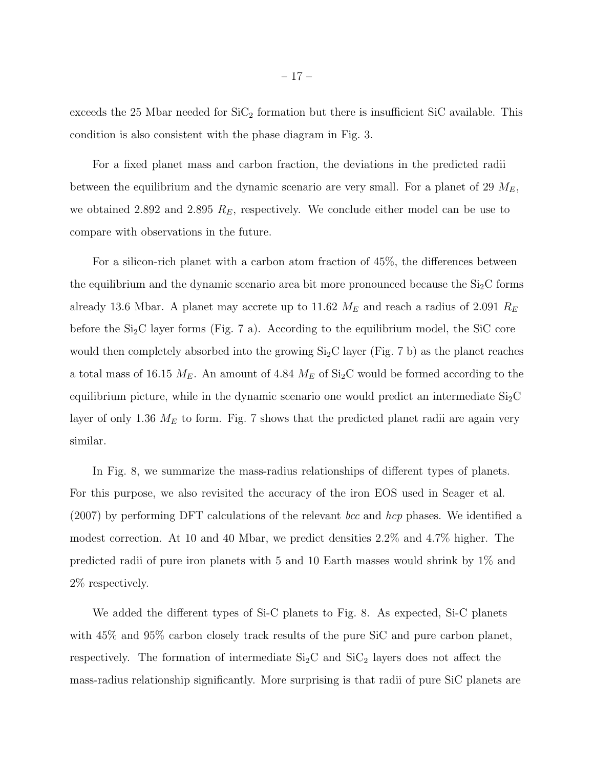exceeds the 25 Mbar needed for $SiC_2$ formation but there is insufficient SiC available. This condition is also consistent with the phase diagram in Fig. 3.

For a fixed planet mass and carbon fraction, the deviations in the predicted radii between the equilibrium and the dynamic scenario are very small. For a planet of 29 $M_E$, we obtained 2.892 and 2.895 $R_E$, respectively. We conclude either model can be use to compare with observations in the future.

For a silicon-rich planet with a carbon atom fraction of 45%, the differences between the equilibrium and the dynamic scenario area bit more pronounced because the $Si_2C$ forms already 13.6 Mbar. A planet may accrete up to 11.62 $M_E$ and reach a radius of 2.091 $R_E$ before the $Si_2C$ layer forms (Fig. 7 a). According to the equilibrium model, the SiC core would then completely absorbed into the growing $Si_2C$ layer (Fig. 7 b) as the planet reaches a total mass of 16.15 $M_E$. An amount of 4.84 $M_E$ of $Si_2C$ would be formed according to the equilibrium picture, while in the dynamic scenario one would predict an intermediate $Si_2C$ layer of only 1.36 $M_E$ to form. Fig. 7 shows that the predicted planet radii are again very similar.

In Fig. 8, we summarize the mass-radius relationships of different types of planets. For this purpose, we also revisited the accuracy of the iron EOS used in Seager et al. (2007) by performing DFT calculations of the relevant *bcc* and *hcp* phases. We identified a modest correction. At 10 and 40 Mbar, we predict densities 2.2% and 4.7% higher. The predicted radii of pure iron planets with 5 and 10 Earth masses would shrink by 1% and 2% respectively.

We added the different types of Si-C planets to Fig. 8. As expected, Si-C planets with 45% and 95% carbon closely track results of the pure SiC and pure carbon planet, respectively. The formation of intermediate $Si_2C$ and $SiC_2$ layers does not affect the mass-radius relationship significantly. More surprising is that radii of pure SiC planets are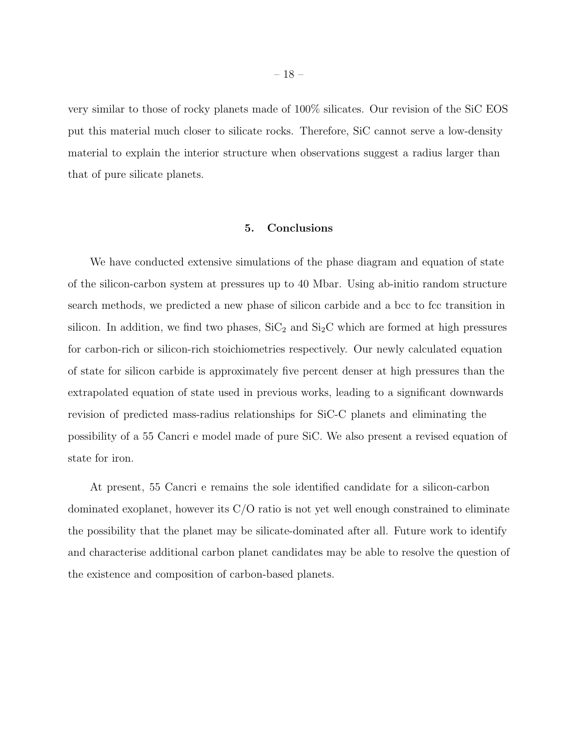very similar to those of rocky planets made of 100% silicates. Our revision of the SiC EOS put this material much closer to silicate rocks. Therefore, SiC cannot serve a low-density material to explain the interior structure when observations suggest a radius larger than that of pure silicate planets.

## 5. Conclusions

We have conducted extensive simulations of the phase diagram and equation of state of the silicon-carbon system at pressures up to 40 Mbar. Using ab-initio random structure search methods, we predicted a new phase of silicon carbide and a bcc to fcc transition in silicon. In addition, we find two phases, $SiC_2$ and $Si_2C$ which are formed at high pressures for carbon-rich or silicon-rich stoichiometries respectively. Our newly calculated equation of state for silicon carbide is approximately five percent denser at high pressures than the extrapolated equation of state used in previous works, leading to a significant downwards revision of predicted mass-radius relationships for SiC-C planets and eliminating the possibility of a 55 Cancri e model made of pure SiC. We also present a revised equation of state for iron.

At present, 55 Cancri e remains the sole identified candidate for a silicon-carbon dominated exoplanet, however its C/O ratio is not yet well enough constrained to eliminate the possibility that the planet may be silicate-dominated after all. Future work to identify and characterise additional carbon planet candidates may be able to resolve the question of the existence and composition of carbon-based planets.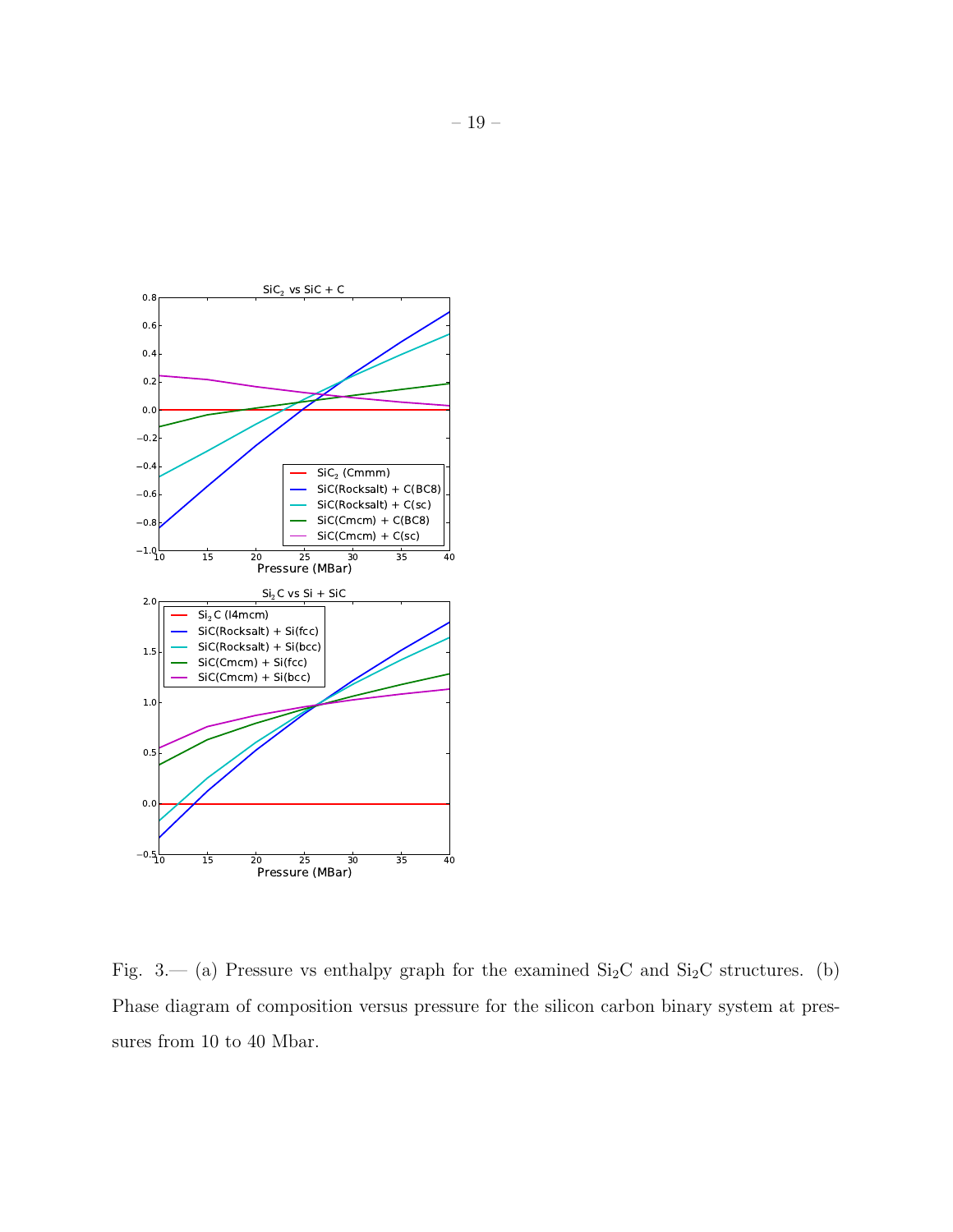Fig. 3.— (a) Pressure vs enthalpy graph for the examined $Si_2C$ and $Si_2C$ structures. (b) Phase diagram of composition versus pressure for the silicon carbon binary system at pressures from 10 to 40 Mbar.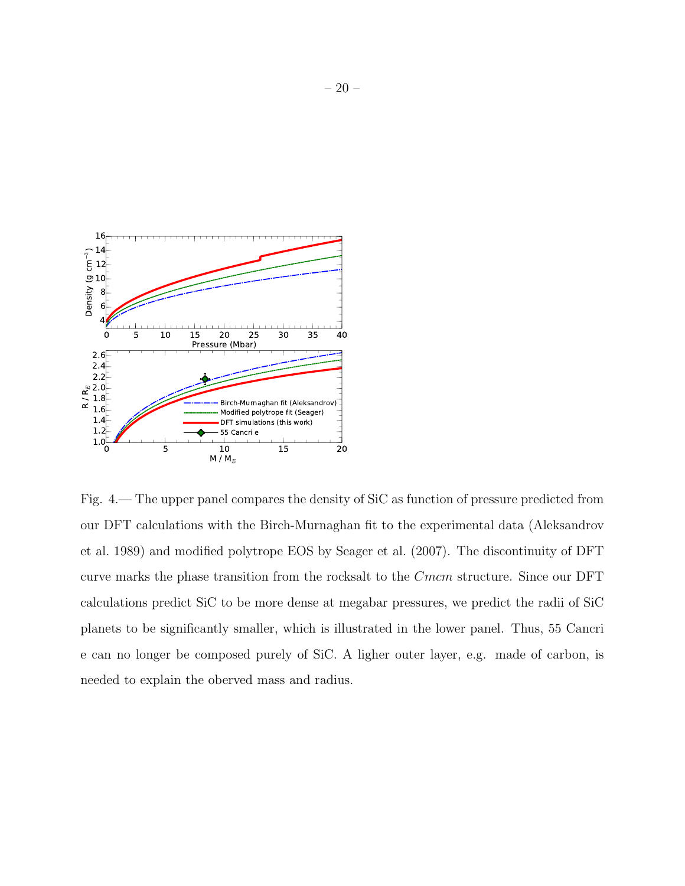Fig. 4.— The upper panel compares the density of SiC as function of pressure predicted from our DFT calculations with the Birch-Murnaghan fit to the experimental data (Aleksandrov et al. 1989) and modified polytrope EOS by Seager et al. (2007). The discontinuity of DFT curve marks the phase transition from the rocksalt to the *Cmcm* structure. Since our DFT calculations predict SiC to be more dense at megabar pressures, we predict the radii of SiC planets to be significantly smaller, which is illustrated in the lower panel. Thus, 55 Cancri e can no longer be composed purely of SiC. A ligher outer layer, e.g. made of carbon, is needed to explain the oberved mass and radius.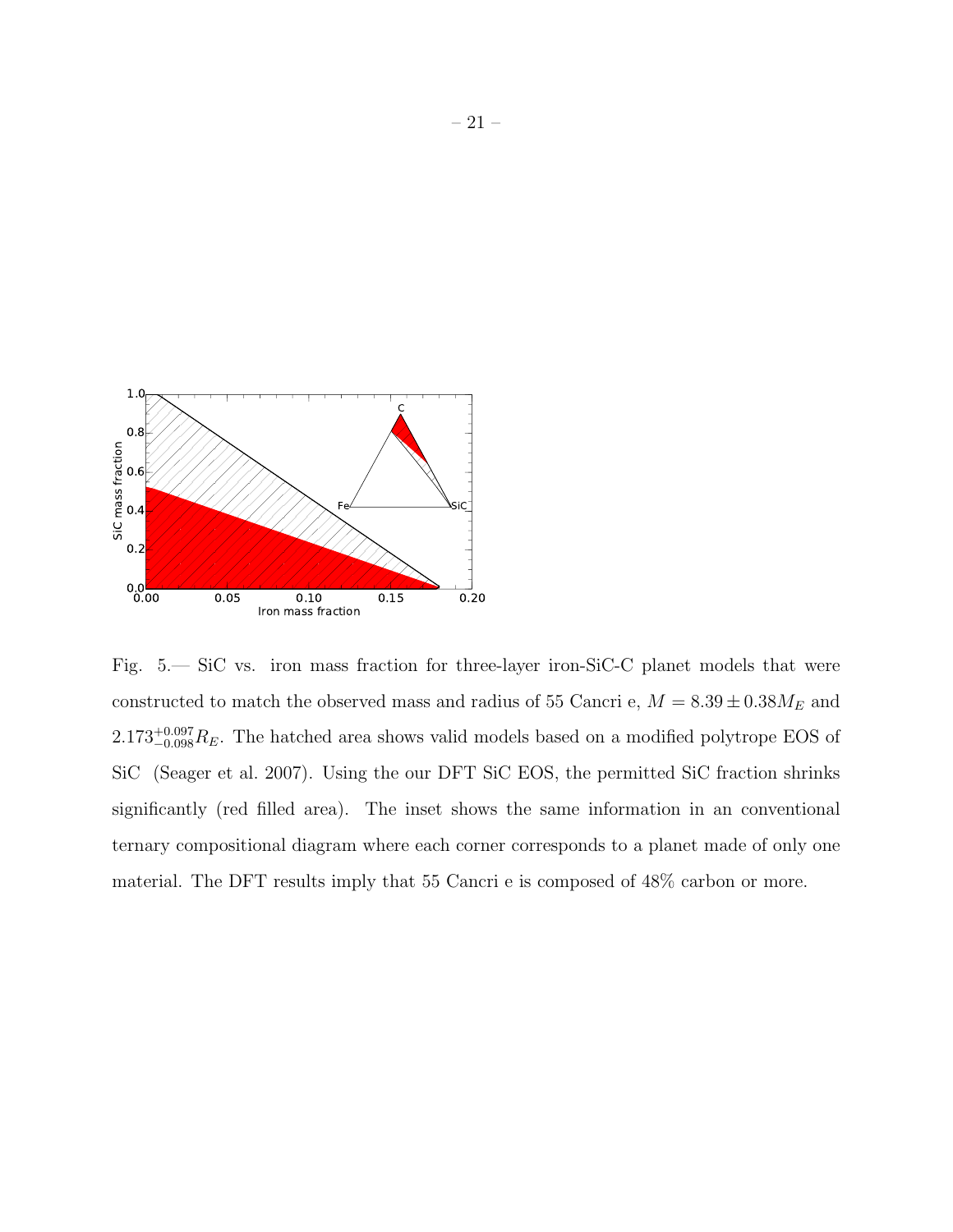Fig. 5.— SiC vs. iron mass fraction for three-layer iron-SiC-C planet models that were constructed to match the observed mass and radius of 55 Cancri e, $M = 8.39 \pm 0.38 M_E$ and $2.173^{+0.097}_{-0.098} R_E$. The hatched area shows valid models based on a modified polytrope EOS of SiC (Seager et al. 2007). Using the our DFT SiC EOS, the permitted SiC fraction shrinks significantly (red filled area). The inset shows the same information in an conventional ternary compositional diagram where each corner corresponds to a planet made of only one material. The DFT results imply that 55 Cancri e is composed of 48% carbon or more.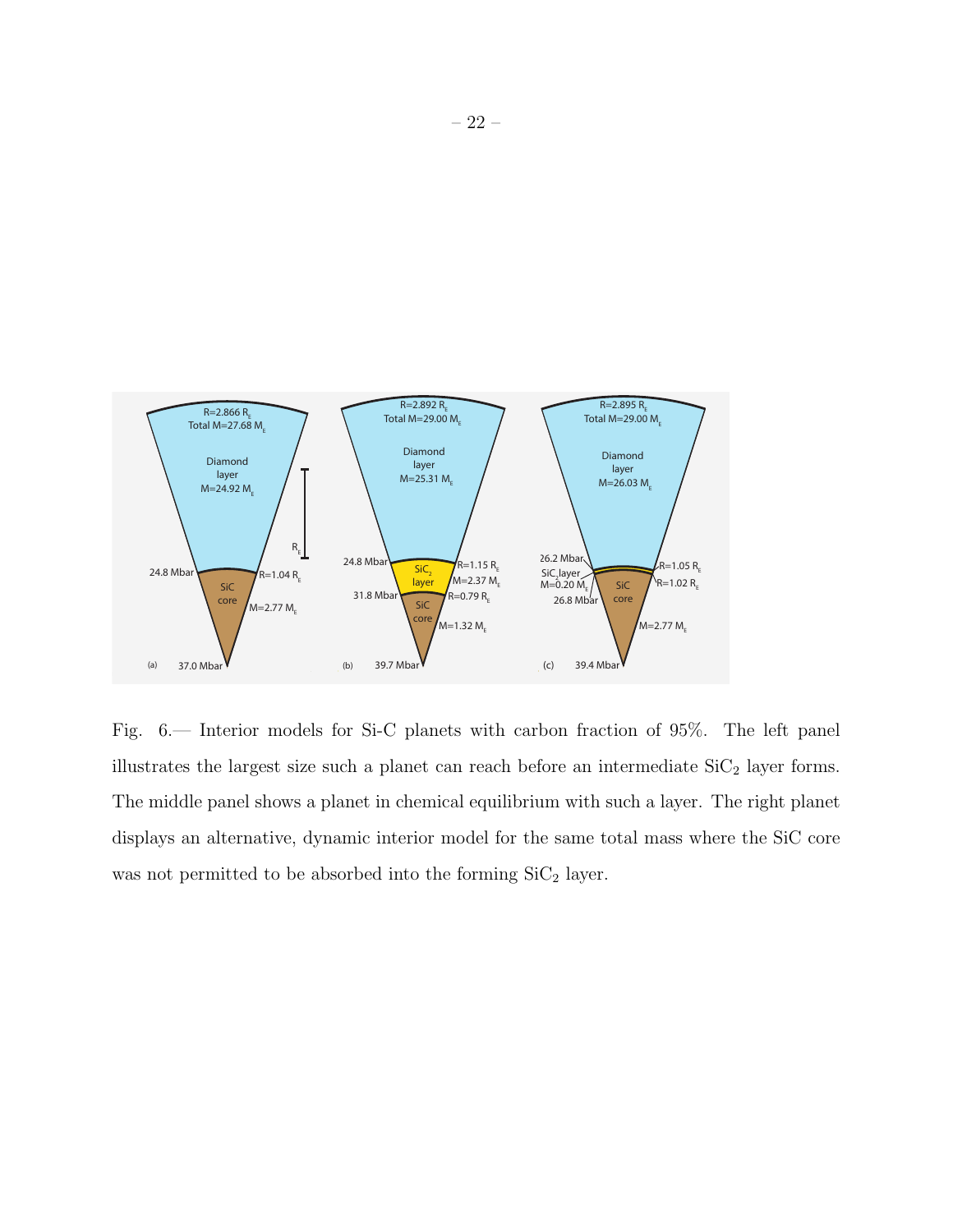Fig. 6.— Interior models for Si-C planets with carbon fraction of 95%. The left panel illustrates the largest size such a planet can reach before an intermediate $SiC_2$ layer forms. The middle panel shows a planet in chemical equilibrium with such a layer. The right planet displays an alternative, dynamic interior model for the same total mass where the SiC core was not permitted to be absorbed into the forming $SiC_2$ layer.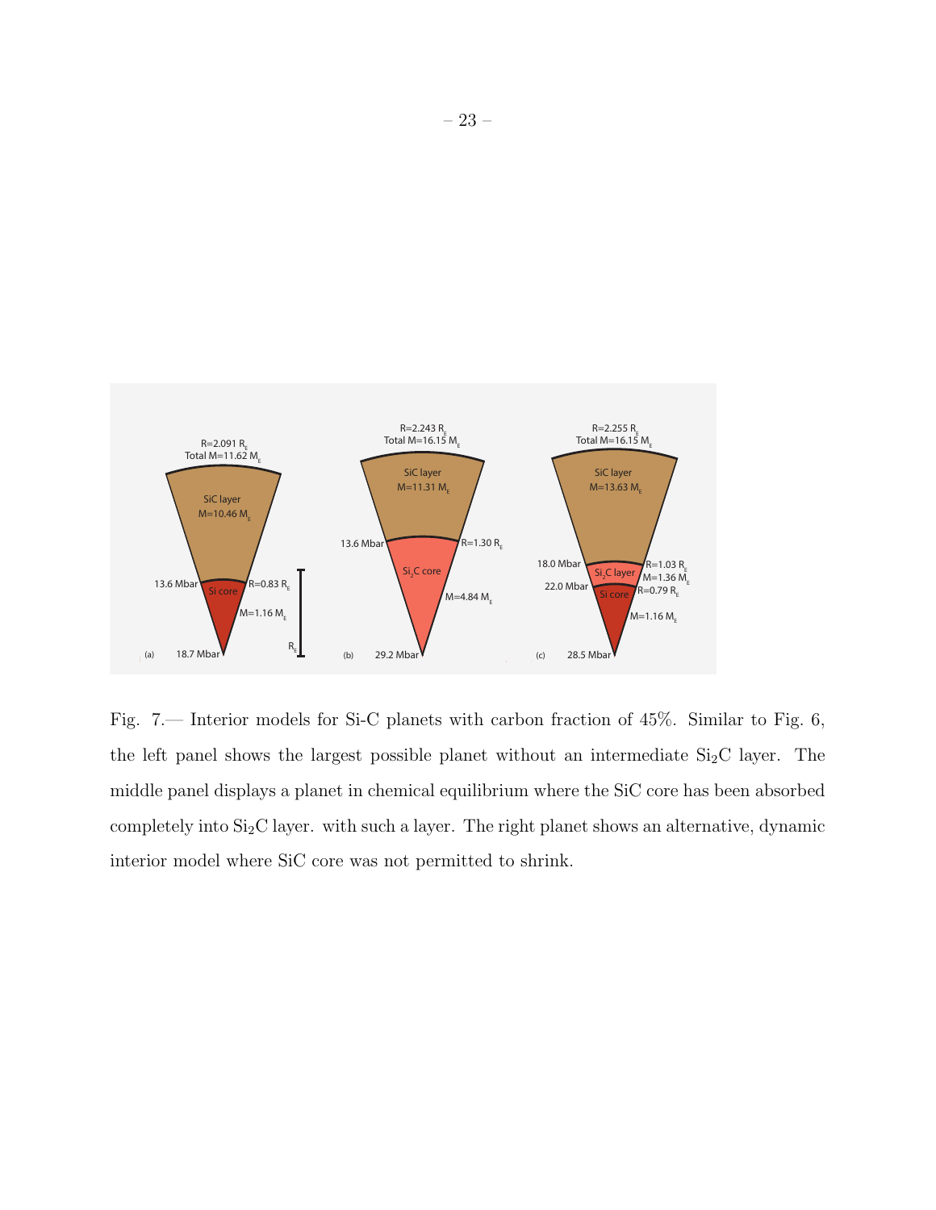Fig. 7.— Interior models for Si-C planets with carbon fraction of 45%. Similar to Fig. 6, the left panel shows the largest possible planet without an intermediate $Si_2C$ layer. The middle panel displays a planet in chemical equilibrium where the SiC core has been absorbed completely into $Si_2C$ layer. with such a layer. The right planet shows an alternative, dynamic interior model where SiC core was not permitted to shrink.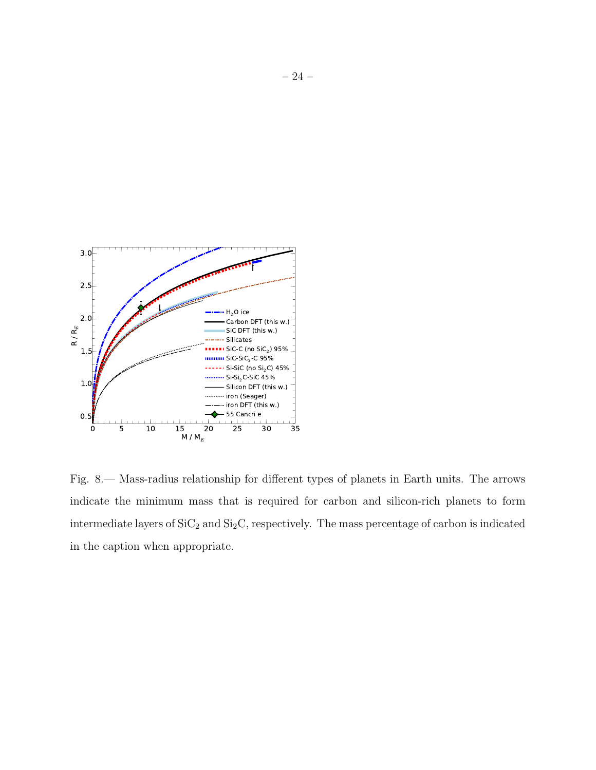Fig. 8.— Mass-radius relationship for different types of planets in Earth units. The arrows indicate the minimum mass that is required for carbon and silicon-rich planets to form intermediate layers of $SiC_2$ and $Si_2C$, respectively. The mass percentage of carbon is indicated in the caption when appropriate.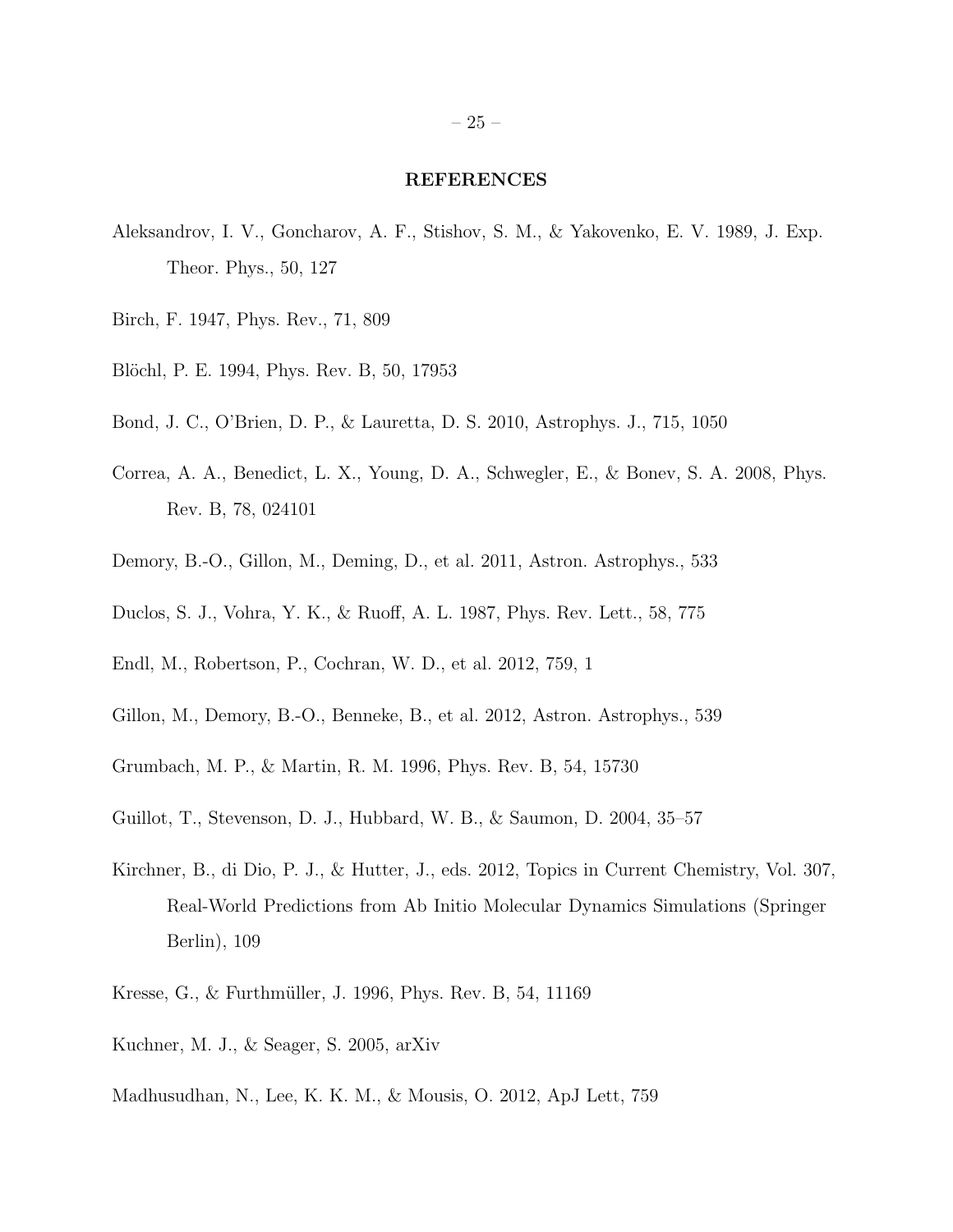## REFERENCES

Aleksandrov, I. V., Goncharov, A. F., Stishov, S. M., & Yakovenko, E. V. 1989, J. Exp. Theor. Phys., 50, 127

Birch, F. 1947, Phys. Rev., 71, 809

Blöchl, P. E. 1994, Phys. Rev. B, 50, 17953

Bond, J. C., O'Brien, D. P., & Lauretta, D. S. 2010, Astrophys. J., 715, 1050

Correa, A. A., Benedict, L. X., Young, D. A., Schwegler, E., & Bonev, S. A. 2008, Phys. Rev. B, 78, 024101

Demory, B.-O., Gillon, M., Deming, D., et al. 2011, Astron. Astrophys., 533

Duclos, S. J., Vohra, Y. K., & Ruoff, A. L. 1987, Phys. Rev. Lett., 58, 775

Endl, M., Robertson, P., Cochran, W. D., et al. 2012, 759, 1

Gillon, M., Demory, B.-O., Benneke, B., et al. 2012, Astron. Astrophys., 539

Grumbach, M. P., & Martin, R. M. 1996, Phys. Rev. B, 54, 15730

Guillot, T., Stevenson, D. J., Hubbard, W. B., & Saumon, D. 2004, 35–57

Kirchner, B., di Dio, P. J., & Hutter, J., eds. 2012, Topics in Current Chemistry, Vol. 307, Real-World Predictions from Ab Initio Molecular Dynamics Simulations (Springer Berlin), 109

Kresse, G., & Furthmüller, J. 1996, Phys. Rev. B, 54, 11169

Kuchner, M. J., & Seager, S. 2005, arXiv

Madhusudhan, N., Lee, K. K. M., & Mousis, O. 2012, ApJ Lett, 759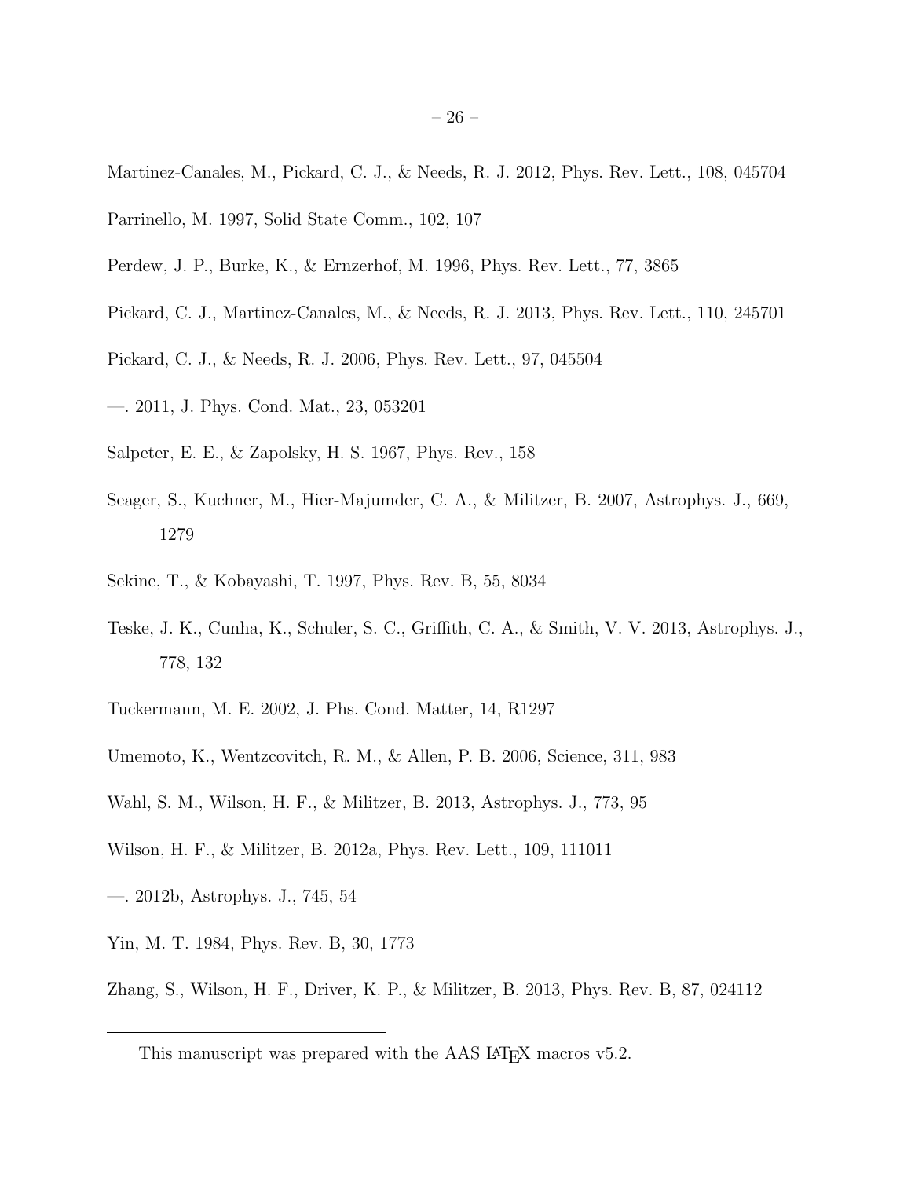Martinez-Canales, M., Pickard, C. J., & Needs, R. J. 2012, Phys. Rev. Lett., 108, 045704

Parrinello, M. 1997, Solid State Comm., 102, 107

Perdew, J. P., Burke, K., & Ernzerhof, M. 1996, Phys. Rev. Lett., 77, 3865

Pickard, C. J., Martinez-Canales, M., & Needs, R. J. 2013, Phys. Rev. Lett., 110, 245701

Pickard, C. J., & Needs, R. J. 2006, Phys. Rev. Lett., 97, 045504

—. 2011, J. Phys. Cond. Mat., 23, 053201

Salpeter, E. E., & Zapolsky, H. S. 1967, Phys. Rev., 158

Seager, S., Kuchner, M., Hier-Majumder, C. A., & Militzer, B. 2007, Astrophys. J., 669, 1279

Sekine, T., & Kobayashi, T. 1997, Phys. Rev. B, 55, 8034

Teske, J. K., Cunha, K., Schuler, S. C., Griffith, C. A., & Smith, V. V. 2013, Astrophys. J., 778, 132

Tuckermann, M. E. 2002, J. Phs. Cond. Matter, 14, R1297

Umemoto, K., Wentzcovitch, R. M., & Allen, P. B. 2006, Science, 311, 983

Wahl, S. M., Wilson, H. F., & Militzer, B. 2013, Astrophys. J., 773, 95

Wilson, H. F., & Militzer, B. 2012a, Phys. Rev. Lett., 109, 111011

—. 2012b, Astrophys. J., 745, 54

Yin, M. T. 1984, Phys. Rev. B, 30, 1773

Zhang, S., Wilson, H. F., Driver, K. P., & Militzer, B. 2013, Phys. Rev. B, 87, 024112

---

This manuscript was prepared with the AAS LaTeX macros v5.2.